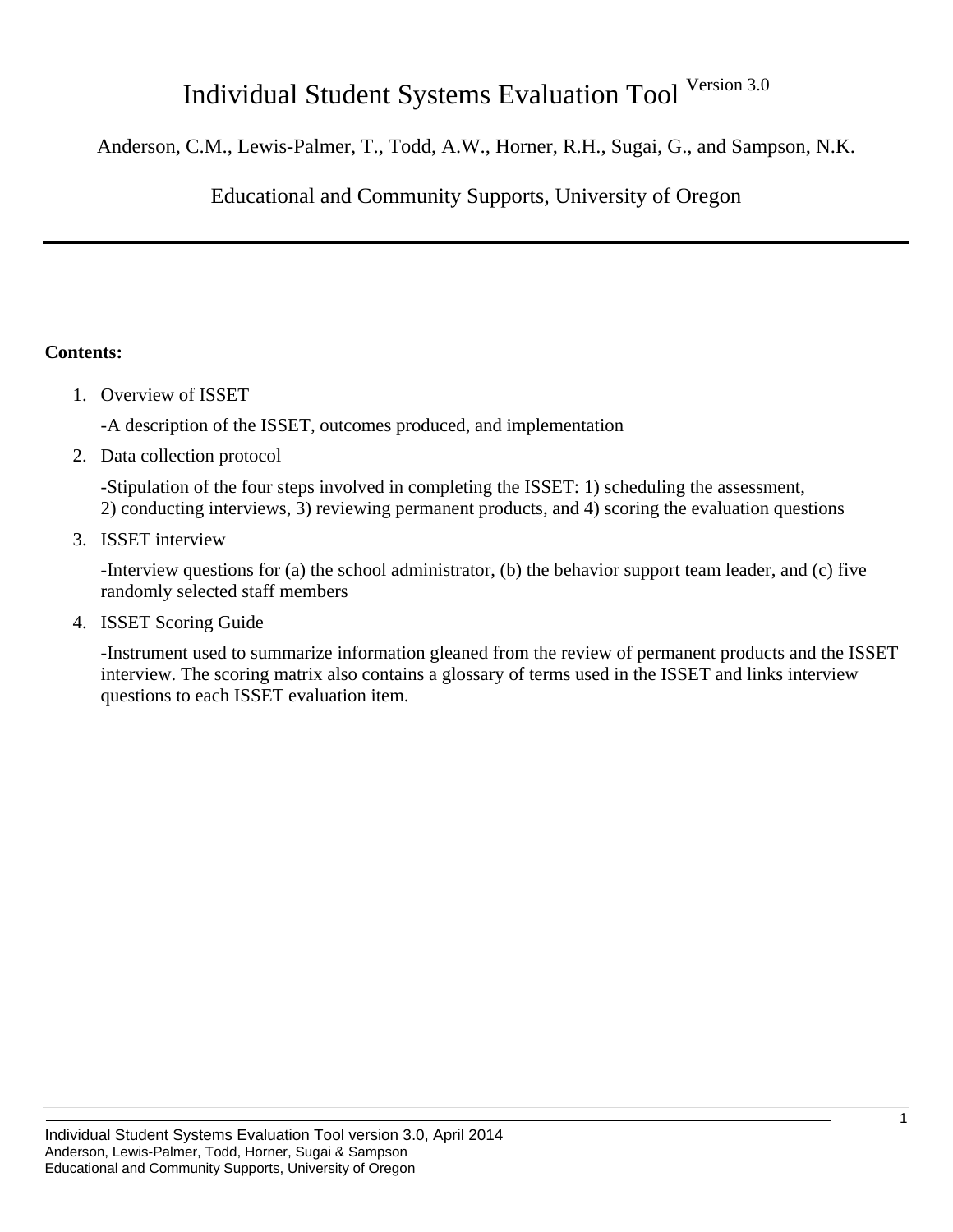# Individual Student Systems Evaluation Tool Version 3.0

Anderson, C.M., Lewis-Palmer, T., Todd, A.W., Horner, R.H., Sugai, G., and Sampson, N.K.

Educational and Community Supports, University of Oregon

---

**Contents:**

1. Overview of ISSET

   -A description of the ISSET, outcomes produced, and implementation

2. Data collection protocol

   -Stipulation of the four steps involved in completing the ISSET: 1) scheduling the assessment, 2) conducting interviews, 3) reviewing permanent products, and 4) scoring the evaluation questions

3. ISSET interview

   -Interview questions for (a) the school administrator, (b) the behavior support team leader, and (c) five randomly selected staff members

4. ISSET Scoring Guide

   -Instrument used to summarize information gleaned from the review of permanent products and the ISSET interview. The scoring matrix also contains a glossary of terms used in the ISSET and links interview questions to each ISSET evaluation item.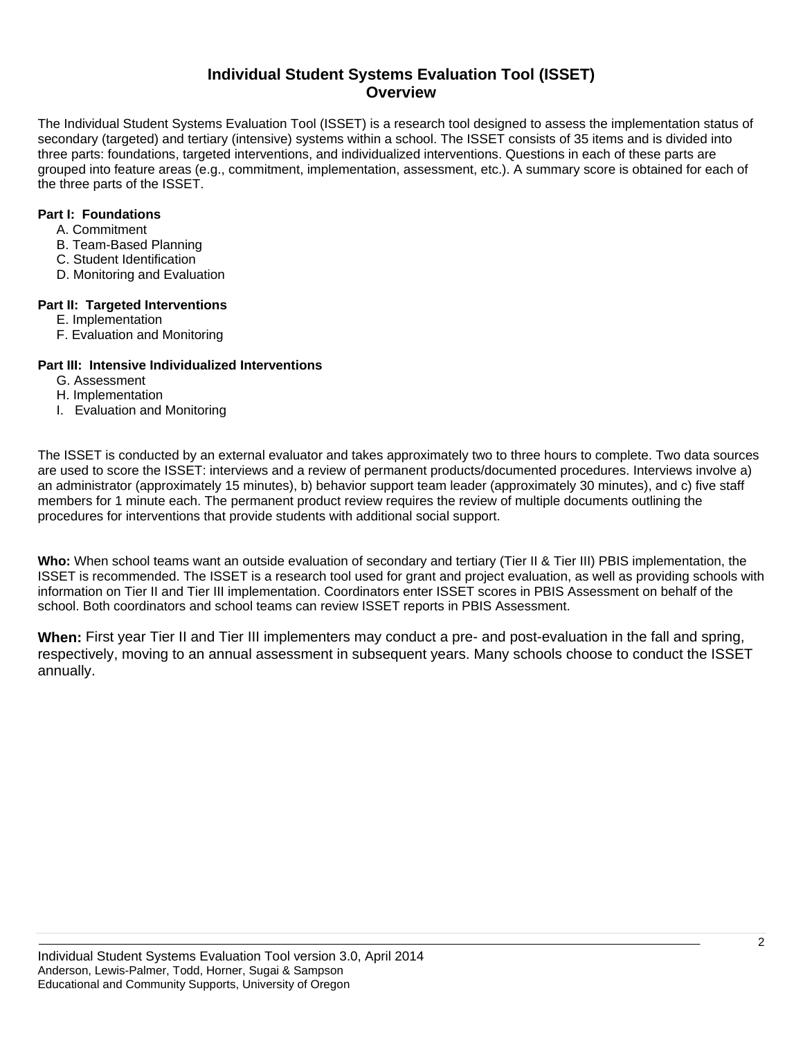# Individual Student Systems Evaluation Tool (ISSET)
## Overview

The Individual Student Systems Evaluation Tool (ISSET) is a research tool designed to assess the implementation status of secondary (targeted) and tertiary (intensive) systems within a school. The ISSET consists of 35 items and is divided into three parts: foundations, targeted interventions, and individualized interventions. Questions in each of these parts are grouped into feature areas (e.g., commitment, implementation, assessment, etc.). A summary score is obtained for each of the three parts of the ISSET.

**Part I: Foundations**

- A. Commitment
- B. Team-Based Planning
- C. Student Identification
- D. Monitoring and Evaluation

**Part II: Targeted Interventions**

- E. Implementation
- F. Evaluation and Monitoring

**Part III: Intensive Individualized Interventions**

- G. Assessment
- H. Implementation
- I. Evaluation and Monitoring

The ISSET is conducted by an external evaluator and takes approximately two to three hours to complete. Two data sources are used to score the ISSET: interviews and a review of permanent products/documented procedures. Interviews involve a) an administrator (approximately 15 minutes), b) behavior support team leader (approximately 30 minutes), and c) five staff members for 1 minute each. The permanent product review requires the review of multiple documents outlining the procedures for interventions that provide students with additional social support.

**Who:** When school teams want an outside evaluation of secondary and tertiary (Tier II & Tier III) PBIS implementation, the ISSET is recommended. The ISSET is a research tool used for grant and project evaluation, as well as providing schools with information on Tier II and Tier III implementation. Coordinators enter ISSET scores in PBIS Assessment on behalf of the school. Both coordinators and school teams can review ISSET reports in PBIS Assessment.

**When:** First year Tier II and Tier III implementers may conduct a pre- and post-evaluation in the fall and spring, respectively, moving to an annual assessment in subsequent years. Many schools choose to conduct the ISSET annually.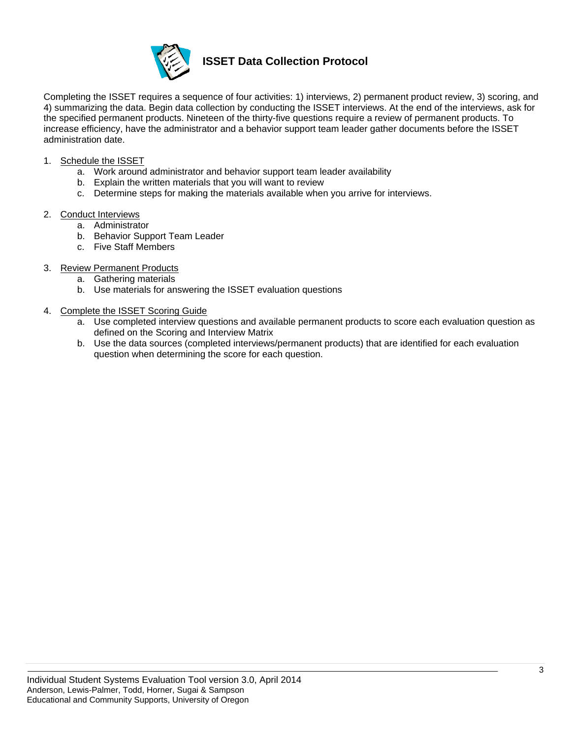# ISSET Data Collection Protocol

Completing the ISSET requires a sequence of four activities: 1) interviews, 2) permanent product review, 3) scoring, and 4) summarizing the data. Begin data collection by conducting the ISSET interviews. At the end of the interviews, ask for the specified permanent products. Nineteen of the thirty-five questions require a review of permanent products. To increase efficiency, have the administrator and a behavior support team leader gather documents before the ISSET administration date.

1. <u>Schedule the ISSET</u>
   a. Work around administrator and behavior support team leader availability
   b. Explain the written materials that you will want to review
   c. Determine steps for making the materials available when you arrive for interviews.

2. <u>Conduct Interviews</u>
   a. Administrator
   b. Behavior Support Team Leader
   c. Five Staff Members

3. <u>Review Permanent Products</u>
   a. Gathering materials
   b. Use materials for answering the ISSET evaluation questions

4. <u>Complete the ISSET Scoring Guide</u>
   a. Use completed interview questions and available permanent products to score each evaluation question as defined on the Scoring and Interview Matrix
   b. Use the data sources (completed interviews/permanent products) that are identified for each evaluation question when determining the score for each question.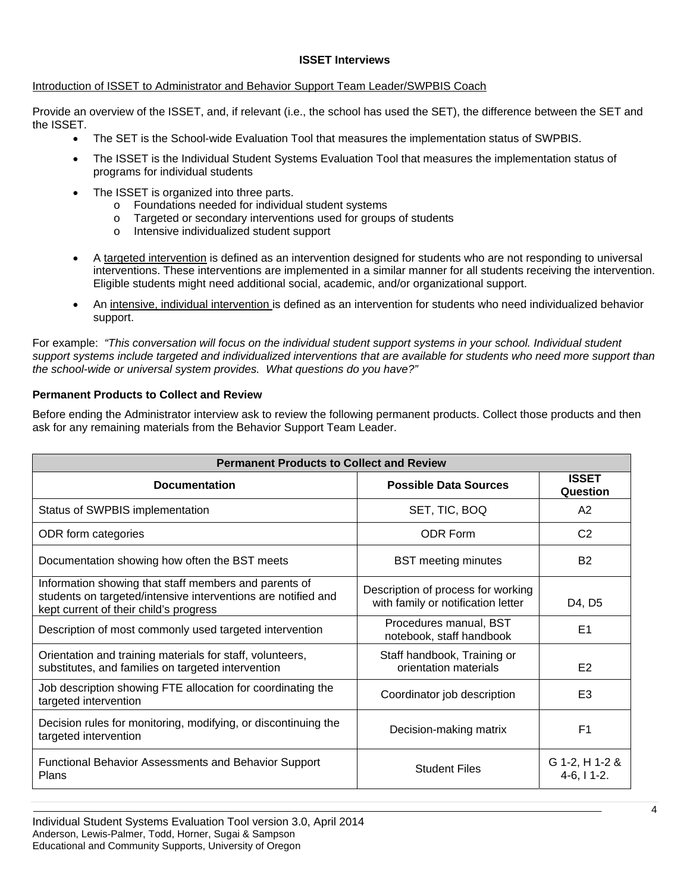## ISSET Interviews

Introduction of ISSET to Administrator and Behavior Support Team Leader/SWPBIS Coach

Provide an overview of the ISSET, and, if relevant (i.e., the school has used the SET), the difference between the SET and the ISSET.

- The SET is the School-wide Evaluation Tool that measures the implementation status of SWPBIS.
- The ISSET is the Individual Student Systems Evaluation Tool that measures the implementation status of programs for individual students
- The ISSET is organized into three parts.
  - Foundations needed for individual student systems
  - Targeted or secondary interventions used for groups of students
  - Intensive individualized student support
- A targeted intervention is defined as an intervention designed for students who are not responding to universal interventions. These interventions are implemented in a similar manner for all students receiving the intervention. Eligible students might need additional social, academic, and/or organizational support.
- An intensive, individual intervention is defined as an intervention for students who need individualized behavior support.

For example: *"This conversation will focus on the individual student support systems in your school. Individual student support systems include targeted and individualized interventions that are available for students who need more support than the school-wide or universal system provides. What questions do you have?"*

**Permanent Products to Collect and Review**

Before ending the Administrator interview ask to review the following permanent products. Collect those products and then ask for any remaining materials from the Behavior Support Team Leader.

| Permanent Products to Collect and Review | | |
|---|---|---|
| **Documentation** | **Possible Data Sources** | **ISSET Question** |
| Status of SWPBIS implementation | SET, TIC, BOQ | A2 |
| ODR form categories | ODR Form | C2 |
| Documentation showing how often the BST meets | BST meeting minutes | B2 |
| Information showing that staff members and parents of students on targeted/intensive interventions are notified and kept current of their child's progress | Description of process for working with family or notification letter | D4, D5 |
| Description of most commonly used targeted intervention | Procedures manual, BST notebook, staff handbook | E1 |
| Orientation and training materials for staff, volunteers, substitutes, and families on targeted intervention | Staff handbook, Training or orientation materials | E2 |
| Job description showing FTE allocation for coordinating the targeted intervention | Coordinator job description | E3 |
| Decision rules for monitoring, modifying, or discontinuing the targeted intervention | Decision-making matrix | F1 |
| Functional Behavior Assessments and Behavior Support Plans | Student Files | G 1-2, H 1-2 & 4-6, I 1-2. |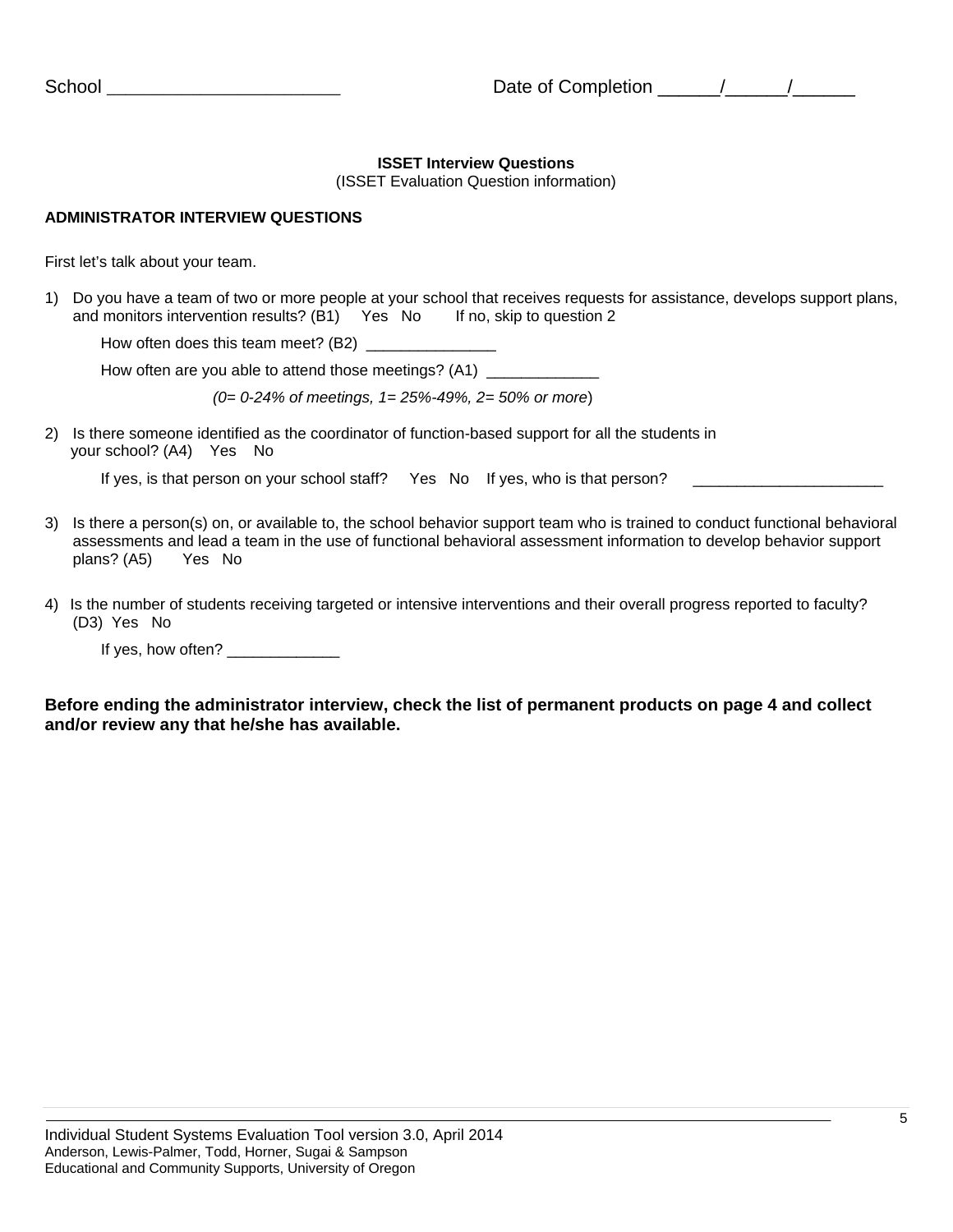School _______________________ Date of Completion ______/______/______

**ISSET Interview Questions**
(ISSET Evaluation Question information)

**ADMINISTRATOR INTERVIEW QUESTIONS**

First let's talk about your team.

1) Do you have a team of two or more people at your school that receives requests for assistance, develops support plans, and monitors intervention results? (B1) Yes No If no, skip to question 2

   How often does this team meet? (B2) _______________

   How often are you able to attend those meetings? (A1) _____________

   *(0= 0-24% of meetings, 1= 25%-49%, 2= 50% or more*)

2) Is there someone identified as the coordinator of function-based support for all the students in your school? (A4) Yes No

   If yes, is that person on your school staff? Yes No If yes, who is that person? ______________________

3) Is there a person(s) on, or available to, the school behavior support team who is trained to conduct functional behavioral assessments and lead a team in the use of functional behavioral assessment information to develop behavior support plans? (A5) Yes No

4) Is the number of students receiving targeted or intensive interventions and their overall progress reported to faculty? (D3) Yes No

   If yes, how often? _____________

**Before ending the administrator interview, check the list of permanent products on page 4 and collect and/or review any that he/she has available.**

Individual Student Systems Evaluation Tool version 3.0, April 2014
Anderson, Lewis-Palmer, Todd, Horner, Sugai & Sampson
Educational and Community Supports, University of Oregon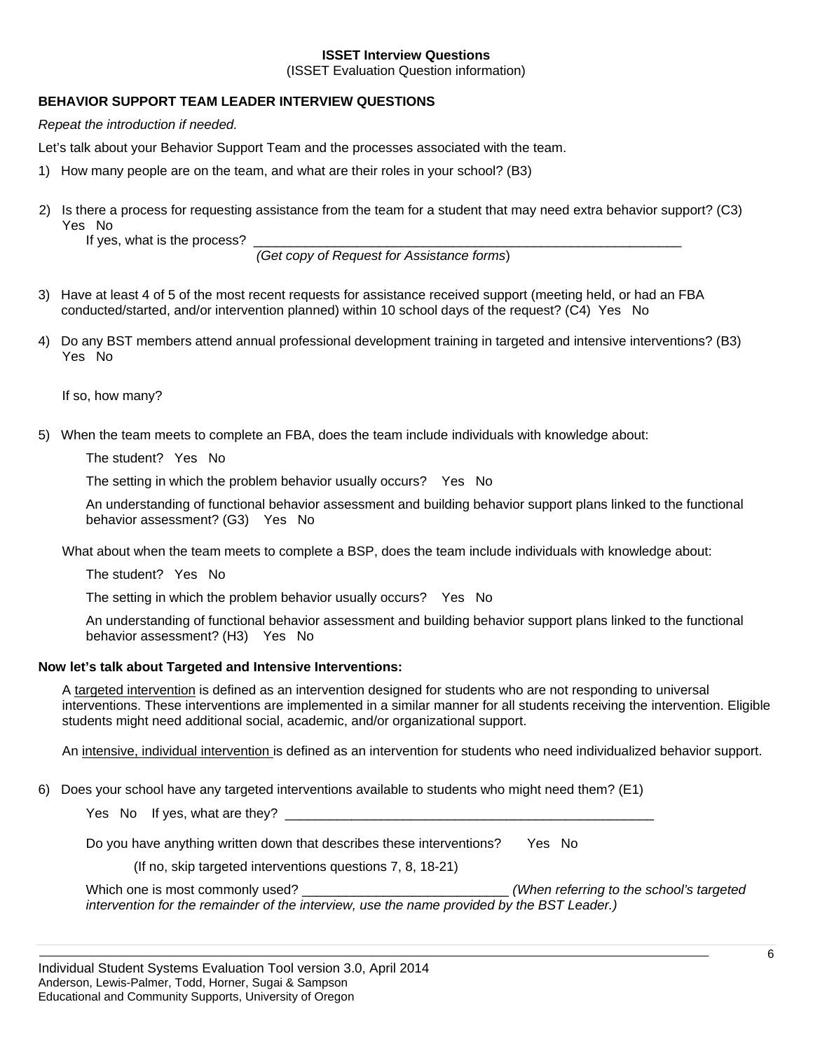**ISSET Interview Questions**

(ISSET Evaluation Question information)

**BEHAVIOR SUPPORT TEAM LEADER INTERVIEW QUESTIONS**

*Repeat the introduction if needed.*

Let's talk about your Behavior Support Team and the processes associated with the team.

1) How many people are on the team, and what are their roles in your school? (B3)

2) Is there a process for requesting assistance from the team for a student that may need extra behavior support? (C3)
   Yes No
   If yes, what is the process? ______________________________________________________________
   *(Get copy of Request for Assistance forms*)

3) Have at least 4 of 5 of the most recent requests for assistance received support (meeting held, or had an FBA conducted/started, and/or intervention planned) within 10 school days of the request? (C4) Yes No

4) Do any BST members attend annual professional development training in targeted and intensive interventions? (B3)
   Yes No

   If so, how many?

5) When the team meets to complete an FBA, does the team include individuals with knowledge about:

   The student? Yes No

   The setting in which the problem behavior usually occurs? Yes No

   An understanding of functional behavior assessment and building behavior support plans linked to the functional behavior assessment? (G3) Yes No

   What about when the team meets to complete a BSP, does the team include individuals with knowledge about:

   The student? Yes No

   The setting in which the problem behavior usually occurs? Yes No

   An understanding of functional behavior assessment and building behavior support plans linked to the functional behavior assessment? (H3) Yes No

**Now let's talk about Targeted and Intensive Interventions:**

A <u>targeted intervention</u> is defined as an intervention designed for students who are not responding to universal interventions. These interventions are implemented in a similar manner for all students receiving the intervention. Eligible students might need additional social, academic, and/or organizational support.

An <u>intensive, individual intervention</u> is defined as an intervention for students who need individualized behavior support.

6) Does your school have any targeted interventions available to students who might need them? (E1)

   Yes No If yes, what are they? ______________________________________________________

   Do you have anything written down that describes these interventions? Yes No

   (If no, skip targeted interventions questions 7, 8, 18-21)

   Which one is most commonly used? ____________________________ *(When referring to the school's targeted intervention for the remainder of the interview, use the name provided by the BST Leader.)*

Individual Student Systems Evaluation Tool version 3.0, April 2014
Anderson, Lewis-Palmer, Todd, Horner, Sugai & Sampson
Educational and Community Supports, University of Oregon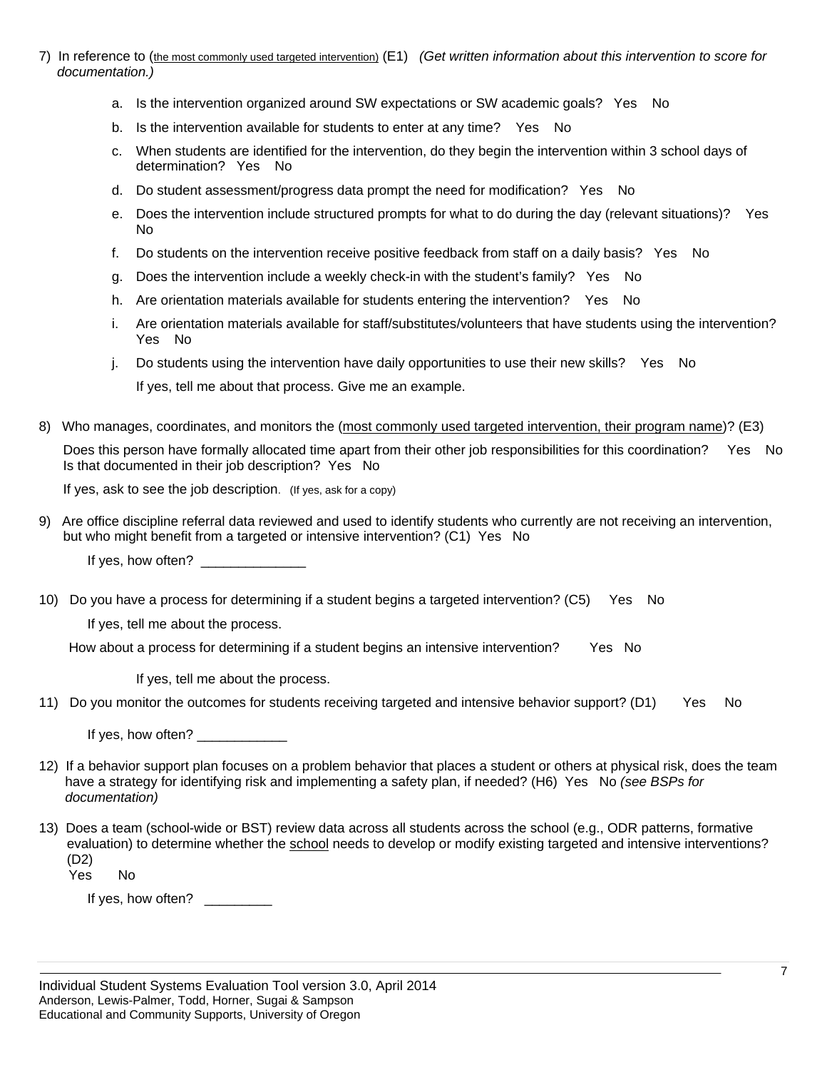7) In reference to (<u>the most commonly used targeted intervention</u>) (E1) *(Get written information about this intervention to score for documentation.)*

   a. Is the intervention organized around SW expectations or SW academic goals? Yes No

   b. Is the intervention available for students to enter at any time? Yes No

   c. When students are identified for the intervention, do they begin the intervention within 3 school days of determination? Yes No

   d. Do student assessment/progress data prompt the need for modification? Yes No

   e. Does the intervention include structured prompts for what to do during the day (relevant situations)? Yes No

   f. Do students on the intervention receive positive feedback from staff on a daily basis? Yes No

   g. Does the intervention include a weekly check-in with the student's family? Yes No

   h. Are orientation materials available for students entering the intervention? Yes No

   i. Are orientation materials available for staff/substitutes/volunteers that have students using the intervention? Yes No

   j. Do students using the intervention have daily opportunities to use their new skills? Yes No

      If yes, tell me about that process. Give me an example.

8) Who manages, coordinates, and monitors the (<u>most commonly used targeted intervention, their program name</u>)? (E3)

   Does this person have formally allocated time apart from their other job responsibilities for this coordination? Yes No
   Is that documented in their job description? Yes No

   If yes, ask to see the job description. (If yes, ask for a copy)

9) Are office discipline referral data reviewed and used to identify students who currently are not receiving an intervention, but who might benefit from a targeted or intensive intervention? (C1) Yes No

   If yes, how often? ______________

10) Do you have a process for determining if a student begins a targeted intervention? (C5) Yes No

    If yes, tell me about the process.

    How about a process for determining if a student begins an intensive intervention? Yes No

    If yes, tell me about the process.

11) Do you monitor the outcomes for students receiving targeted and intensive behavior support? (D1) Yes No

    If yes, how often? ____________

12) If a behavior support plan focuses on a problem behavior that places a student or others at physical risk, does the team have a strategy for identifying risk and implementing a safety plan, if needed? (H6) Yes No *(see BSPs for documentation)*

13) Does a team (school-wide or BST) review data across all students across the school (e.g., ODR patterns, formative evaluation) to determine whether the <u>school</u> needs to develop or modify existing targeted and intensive interventions? (D2)
    Yes No

    If yes, how often? _________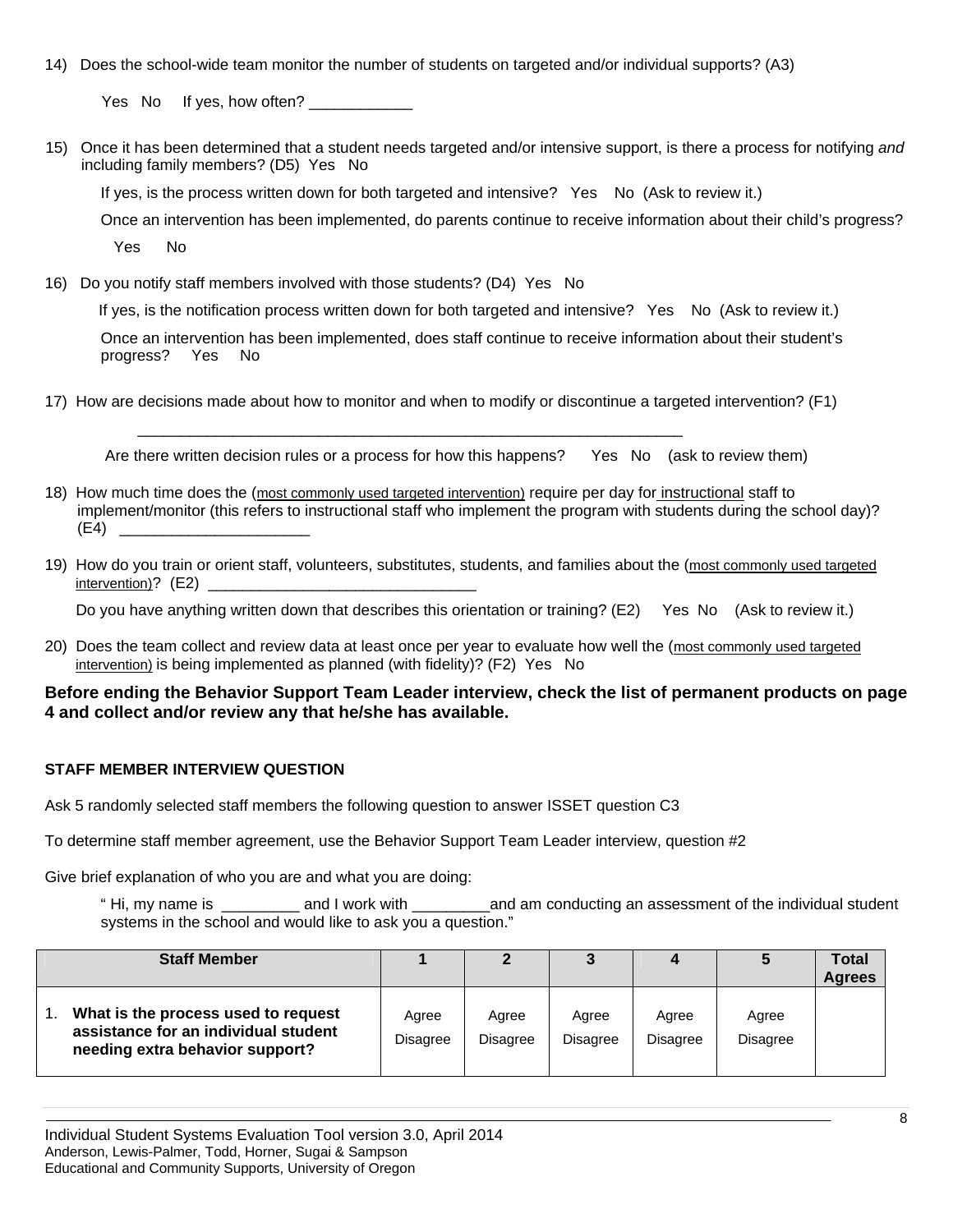14) Does the school-wide team monitor the number of students on targeted and/or individual supports? (A3)

Yes No If yes, how often? ____________

15) Once it has been determined that a student needs targeted and/or intensive support, is there a process for notifying *and* including family members? (D5) Yes No

If yes, is the process written down for both targeted and intensive? Yes No (Ask to review it.)

Once an intervention has been implemented, do parents continue to receive information about their child's progress?

Yes No

16) Do you notify staff members involved with those students? (D4) Yes No

If yes, is the notification process written down for both targeted and intensive? Yes No (Ask to review it.)

Once an intervention has been implemented, does staff continue to receive information about their student's progress? Yes No

17) How are decisions made about how to monitor and when to modify or discontinue a targeted intervention? (F1)

_________________________________________________________________

Are there written decision rules or a process for how this happens? Yes No (ask to review them)

18) How much time does the (most commonly used targeted intervention) require per day for instructional staff to implement/monitor (this refers to instructional staff who implement the program with students during the school day)? (E4) _____________________

19) How do you train or orient staff, volunteers, substitutes, students, and families about the (most commonly used targeted intervention)? (E2) _______________________________

Do you have anything written down that describes this orientation or training? (E2) Yes No (Ask to review it.)

20) Does the team collect and review data at least once per year to evaluate how well the (most commonly used targeted intervention) is being implemented as planned (with fidelity)? (F2) Yes No

**Before ending the Behavior Support Team Leader interview, check the list of permanent products on page 4 and collect and/or review any that he/she has available.**

**STAFF MEMBER INTERVIEW QUESTION**

Ask 5 randomly selected staff members the following question to answer ISSET question C3

To determine staff member agreement, use the Behavior Support Team Leader interview, question #2

Give brief explanation of who you are and what you are doing:

" Hi, my name is _________ and I work with _________and am conducting an assessment of the individual student systems in the school and would like to ask you a question."

| Staff Member | 1 | 2 | 3 | 4 | 5 | Total Agrees |
|---|---|---|---|---|---|---|
| 1. **What is the process used to request assistance for an individual student needing extra behavior support?** | Agree Disagree | Agree Disagree | Agree Disagree | Agree Disagree | Agree Disagree | |

Individual Student Systems Evaluation Tool version 3.0, April 2014
Anderson, Lewis-Palmer, Todd, Horner, Sugai & Sampson
Educational and Community Supports, University of Oregon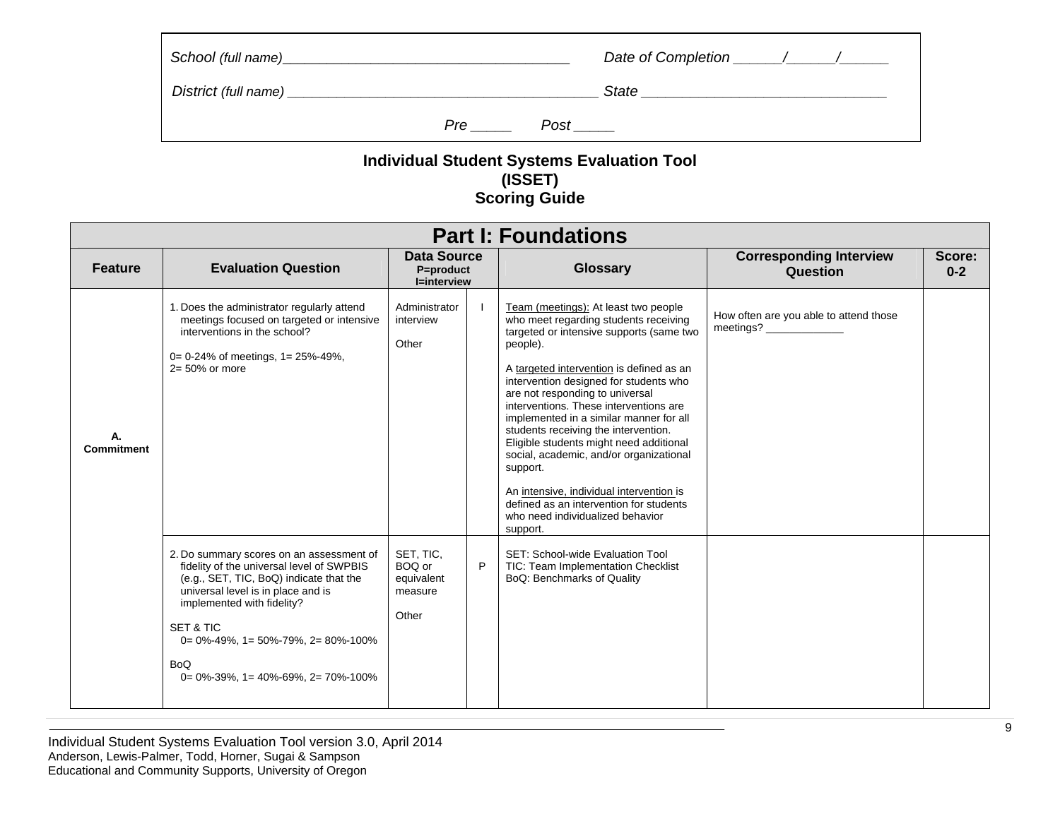| School (full name)_____________________________________ | Date of Completion ______/______/______ |
|---|---|
| District (full name) ________________________________________ | State _______________________________ |
| Pre _____ Post _____ | |

# Individual Student Systems Evaluation Tool (ISSET) Scoring Guide

| Part I: Foundations | | | | | | |
|---|---|---|---|---|---|---|
| **Feature** | **Evaluation Question** | **Data Source** P=product I=interview | | **Glossary** | **Corresponding Interview Question** | **Score: 0-2** |
| **A. Commitment** | 1. Does the administrator regularly attend meetings focused on targeted or intensive interventions in the school?<br><br>0= 0-24% of meetings, 1= 25%-49%, 2= 50% or more | Administrator interview<br><br>Other | I | Team (meetings): At least two people who meet regarding students receiving targeted or intensive supports (same two people).<br><br>A targeted intervention is defined as an intervention designed for students who are not responding to universal interventions. These interventions are implemented in a similar manner for all students receiving the intervention. Eligible students might need additional social, academic, and/or organizational support.<br><br>An intensive, individual intervention is defined as an intervention for students who need individualized behavior support. | How often are you able to attend those meetings? ____________ | |
| | 2. Do summary scores on an assessment of fidelity of the universal level of SWPBIS (e.g., SET, TIC, BoQ) indicate that the universal level is in place and is implemented with fidelity?<br><br>SET & TIC<br>0= 0%-49%, 1= 50%-79%, 2= 80%-100%<br><br>BoQ<br>0= 0%-39%, 1= 40%-69%, 2= 70%-100% | SET, TIC, BOQ or equivalent measure<br><br>Other | P | SET: School-wide Evaluation Tool<br>TIC: Team Implementation Checklist<br>BoQ: Benchmarks of Quality | | |

Individual Student Systems Evaluation Tool version 3.0, April 2014
Anderson, Lewis-Palmer, Todd, Horner, Sugai & Sampson
Educational and Community Supports, University of Oregon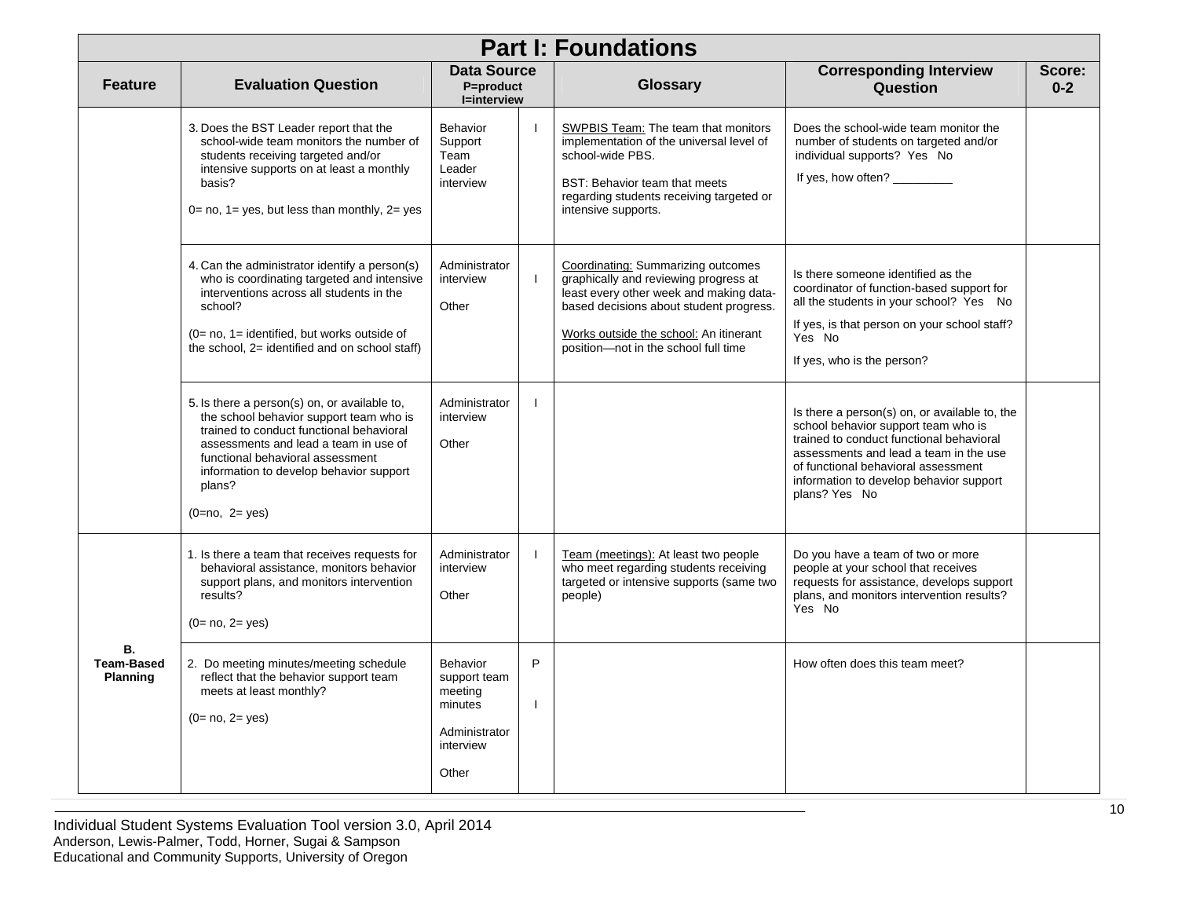# Part I: Foundations

| Feature | Evaluation Question | Data Source P=product I=interview | | Glossary | Corresponding Interview Question | Score: 0-2 |
|---|---|---|---|---|---|---|
| | 3. Does the BST Leader report that the school-wide team monitors the number of students receiving targeted and/or intensive supports on at least a monthly basis? <br><br> 0= no, 1= yes, but less than monthly, 2= yes | Behavior Support Team Leader interview | I | SWPBIS Team: The team that monitors implementation of the universal level of school-wide PBS. <br><br> BST: Behavior team that meets regarding students receiving targeted or intensive supports. | Does the school-wide team monitor the number of students on targeted and/or individual supports? Yes No <br><br> If yes, how often? _________ | |
| | 4. Can the administrator identify a person(s) who is coordinating targeted and intensive interventions across all students in the school? <br><br> (0= no, 1= identified, but works outside of the school, 2= identified and on school staff) | Administrator interview <br><br> Other | I | Coordinating: Summarizing outcomes graphically and reviewing progress at least every other week and making data-based decisions about student progress. <br><br> Works outside the school: An itinerant position—not in the school full time | Is there someone identified as the coordinator of function-based support for all the students in your school? Yes No <br><br> If yes, is that person on your school staff? Yes No <br><br> If yes, who is the person? | |
| | 5. Is there a person(s) on, or available to, the school behavior support team who is trained to conduct functional behavioral assessments and lead a team in use of functional behavioral assessment information to develop behavior support plans? <br><br> (0=no, 2= yes) | Administrator interview <br><br> Other | I | | Is there a person(s) on, or available to, the school behavior support team who is trained to conduct functional behavioral assessments and lead a team in the use of functional behavioral assessment information to develop behavior support plans? Yes No | |
| **B. Team-Based Planning** | 1. Is there a team that receives requests for behavioral assistance, monitors behavior support plans, and monitors intervention results? <br><br> (0= no, 2= yes) | Administrator interview <br><br> Other | I | Team (meetings): At least two people who meet regarding students receiving targeted or intensive supports (same two people) | Do you have a team of two or more people at your school that receives requests for assistance, develops support plans, and monitors intervention results? Yes No | |
| | 2. Do meeting minutes/meeting schedule reflect that the behavior support team meets at least monthly? <br><br> (0= no, 2= yes) | Behavior support team meeting minutes <br><br> Administrator interview <br><br> Other | P <br><br> I | | How often does this team meet? | |

Individual Student Systems Evaluation Tool version 3.0, April 2014
Anderson, Lewis-Palmer, Todd, Horner, Sugai & Sampson
Educational and Community Supports, University of Oregon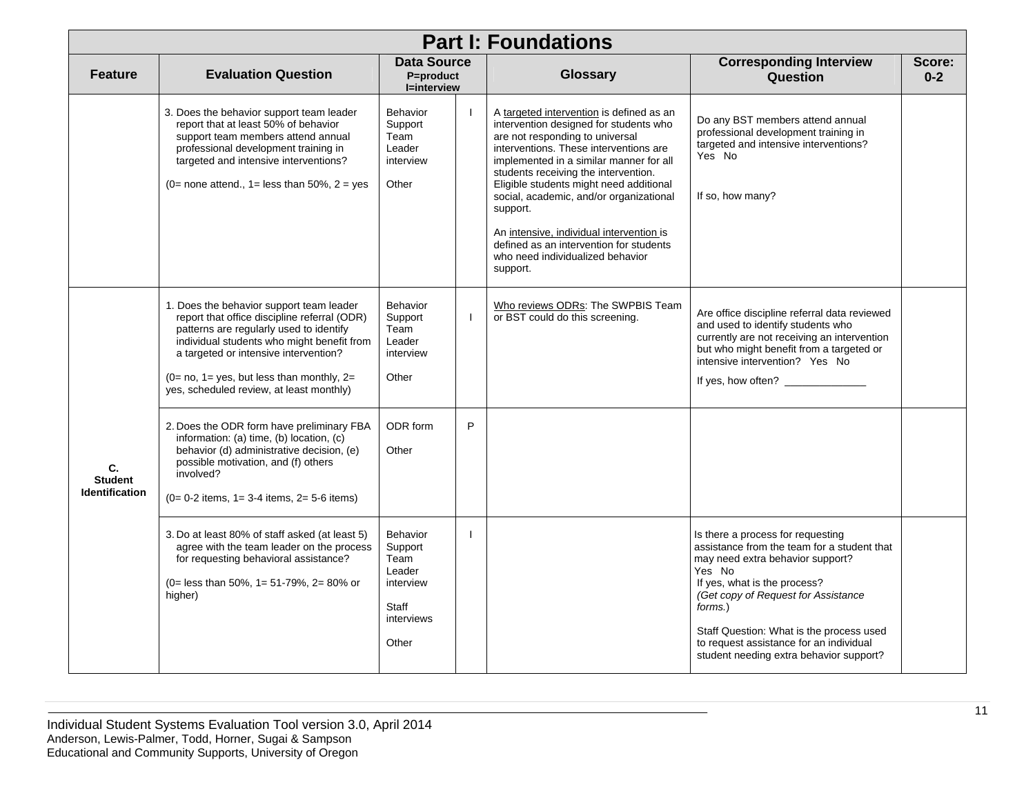# Part I: Foundations

| Feature | Evaluation Question | Data Source P=product I=interview | | Glossary | Corresponding Interview Question | Score: 0-2 |
|---|---|---|---|---|---|---|
| | 3. Does the behavior support team leader report that at least 50% of behavior support team members attend annual professional development training in targeted and intensive interventions?<br><br>(0= none attend., 1= less than 50%, 2 = yes | Behavior Support Team Leader interview<br><br>Other | I | A targeted intervention is defined as an intervention designed for students who are not responding to universal interventions. These interventions are implemented in a similar manner for all students receiving the intervention. Eligible students might need additional social, academic, and/or organizational support.<br><br>An intensive, individual intervention is defined as an intervention for students who need individualized behavior support. | Do any BST members attend annual professional development training in targeted and intensive interventions? Yes No<br><br>If so, how many? | |
| C. Student Identification | 1. Does the behavior support team leader report that office discipline referral (ODR) patterns are regularly used to identify individual students who might benefit from a targeted or intensive intervention?<br><br>(0= no, 1= yes, but less than monthly, 2= yes, scheduled review, at least monthly) | Behavior Support Team Leader interview<br><br>Other | I | Who reviews ODRs: The SWPBIS Team or BST could do this screening. | Are office discipline referral data reviewed and used to identify students who currently are not receiving an intervention but who might benefit from a targeted or intensive intervention? Yes No<br><br>If yes, how often? ______________ | |
| | 2. Does the ODR form have preliminary FBA information: (a) time, (b) location, (c) behavior (d) administrative decision, (e) possible motivation, and (f) others involved?<br><br>(0= 0-2 items, 1= 3-4 items, 2= 5-6 items) | ODR form<br><br>Other | P | | | |
| | 3. Do at least 80% of staff asked (at least 5) agree with the team leader on the process for requesting behavioral assistance?<br><br>(0= less than 50%, 1= 51-79%, 2= 80% or higher) | Behavior Support Team Leader interview<br><br>Staff interviews<br><br>Other | I | | Is there a process for requesting assistance from the team for a student that may need extra behavior support? Yes No<br>If yes, what is the process? *(Get copy of Request for Assistance forms.)*<br><br>Staff Question: What is the process used to request assistance for an individual student needing extra behavior support? | |

Individual Student Systems Evaluation Tool version 3.0, April 2014
Anderson, Lewis-Palmer, Todd, Horner, Sugai & Sampson
Educational and Community Supports, University of Oregon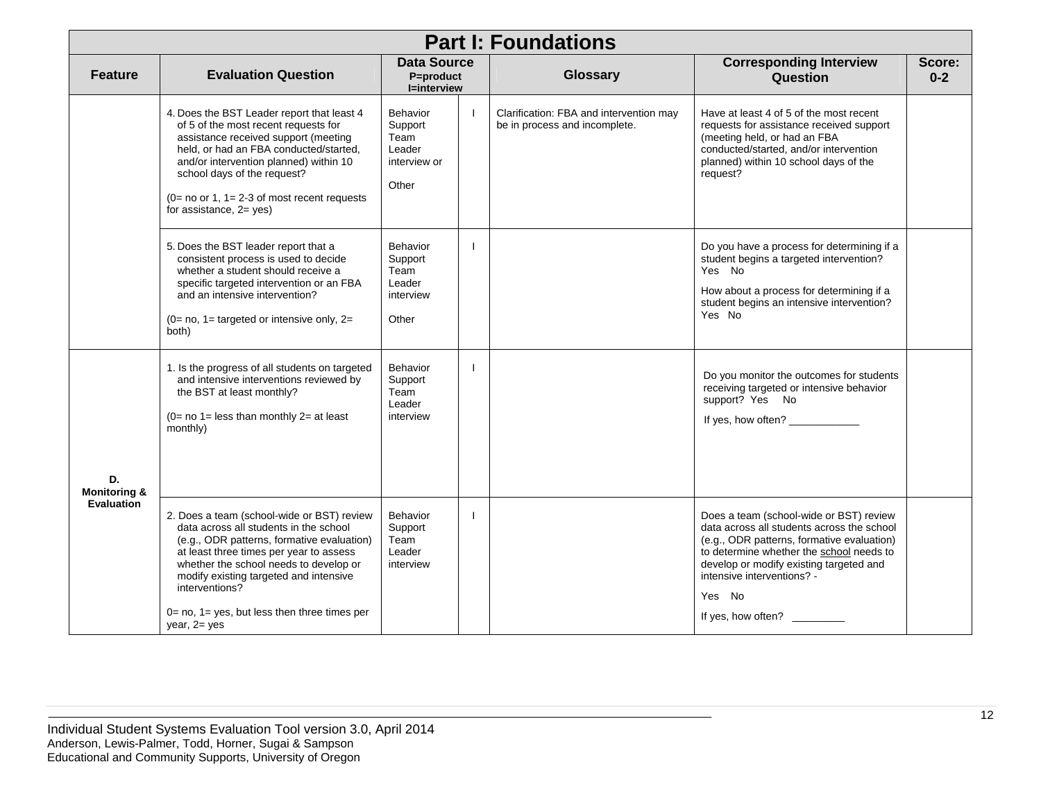# Part I: Foundations

| Feature | Evaluation Question | Data Source P=product I=interview | | Glossary | Corresponding Interview Question | Score: 0-2 |
|---|---|---|---|---|---|---|
| | 4. Does the BST Leader report that least 4 of 5 of the most recent requests for assistance received support (meeting held, or had an FBA conducted/started, and/or intervention planned) within 10 school days of the request?<br><br>(0= no or 1, 1= 2-3 of most recent requests for assistance, 2= yes) | Behavior Support Team Leader interview or<br><br>Other | I | Clarification: FBA and intervention may be in process and incomplete. | Have at least 4 of 5 of the most recent requests for assistance received support (meeting held, or had an FBA conducted/started, and/or intervention planned) within 10 school days of the request? | |
| | 5. Does the BST leader report that a consistent process is used to decide whether a student should receive a specific targeted intervention or an FBA and an intensive intervention?<br><br>(0= no, 1= targeted or intensive only, 2= both) | Behavior Support Team Leader interview<br><br>Other | I | | Do you have a process for determining if a student begins a targeted intervention? Yes No<br><br>How about a process for determining if a student begins an intensive intervention? Yes No | |
| D. Monitoring & Evaluation | 1. Is the progress of all students on targeted and intensive interventions reviewed by the BST at least monthly?<br><br>(0= no 1= less than monthly 2= at least monthly) | Behavior Support Team Leader interview | I | | Do you monitor the outcomes for students receiving targeted or intensive behavior support? Yes No<br><br>If yes, how often? ____________ | |
| | 2. Does a team (school-wide or BST) review data across all students in the school (e.g., ODR patterns, formative evaluation) at least three times per year to assess whether the school needs to develop or modify existing targeted and intensive interventions?<br><br>0= no, 1= yes, but less then three times per year, 2= yes | Behavior Support Team Leader interview | I | | Does a team (school-wide or BST) review data across all students across the school (e.g., ODR patterns, formative evaluation) to determine whether the school needs to develop or modify existing targeted and intensive interventions? -<br><br>Yes No<br><br>If yes, how often? _________ | |

Individual Student Systems Evaluation Tool version 3.0, April 2014
Anderson, Lewis-Palmer, Todd, Horner, Sugai & Sampson
Educational and Community Supports, University of Oregon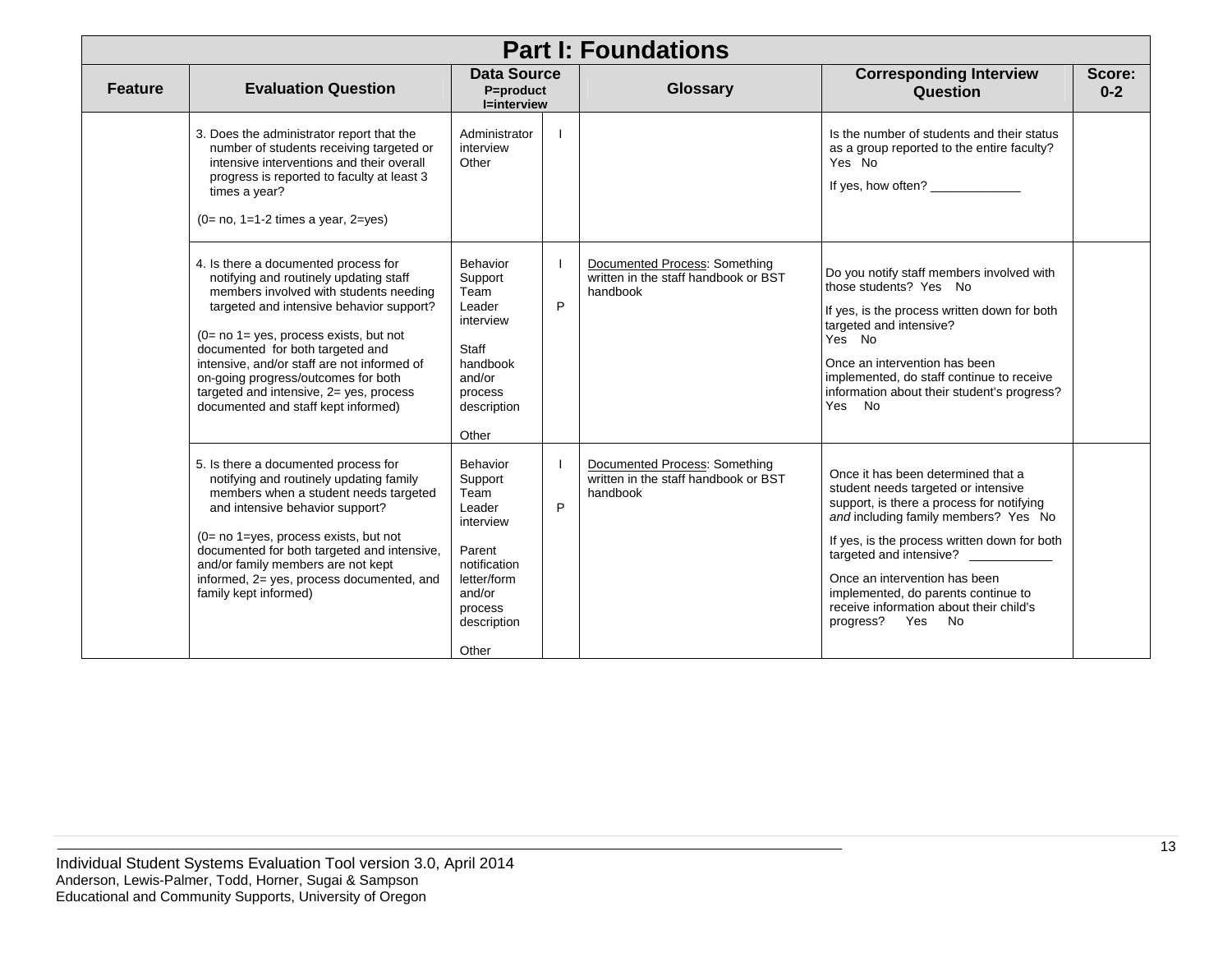# Part I: Foundations

| Feature | Evaluation Question | Data Source P=product I=interview | | Glossary | Corresponding Interview Question | Score: 0-2 |
|---|---|---|---|---|---|---|
| | 3. Does the administrator report that the number of students receiving targeted or intensive interventions and their overall progress is reported to faculty at least 3 times a year?<br><br>(0= no, 1=1-2 times a year, 2=yes) | Administrator interview<br>Other | I | | Is the number of students and their status as a group reported to the entire faculty? Yes No<br><br>If yes, how often? _____________ | |
| | 4. Is there a documented process for notifying and routinely updating staff members involved with students needing targeted and intensive behavior support?<br><br>(0= no 1= yes, process exists, but not documented for both targeted and intensive, and/or staff are not informed of on-going progress/outcomes for both targeted and intensive, 2= yes, process documented and staff kept informed) | Behavior Support Team Leader interview<br><br>Staff handbook and/or process description<br><br>Other | I<br><br>P | Documented Process: Something written in the staff handbook or BST handbook | Do you notify staff members involved with those students? Yes No<br><br>If yes, is the process written down for both targeted and intensive?<br>Yes No<br><br>Once an intervention has been implemented, do staff continue to receive information about their student's progress?<br>Yes No | |
| | 5. Is there a documented process for notifying and routinely updating family members when a student needs targeted and intensive behavior support?<br><br>(0= no 1=yes, process exists, but not documented for both targeted and intensive, and/or family members are not kept informed, 2= yes, process documented, and family kept informed) | Behavior Support Team Leader interview<br><br>Parent notification letter/form and/or process description<br><br>Other | I<br><br>P | Documented Process: Something written in the staff handbook or BST handbook | Once it has been determined that a student needs targeted or intensive support, is there a process for notifying *and* including family members? Yes No<br><br>If yes, is the process written down for both targeted and intensive? ____________<br><br>Once an intervention has been implemented, do parents continue to receive information about their child's progress? Yes No | |

Individual Student Systems Evaluation Tool version 3.0, April 2014
Anderson, Lewis-Palmer, Todd, Horner, Sugai & Sampson
Educational and Community Supports, University of Oregon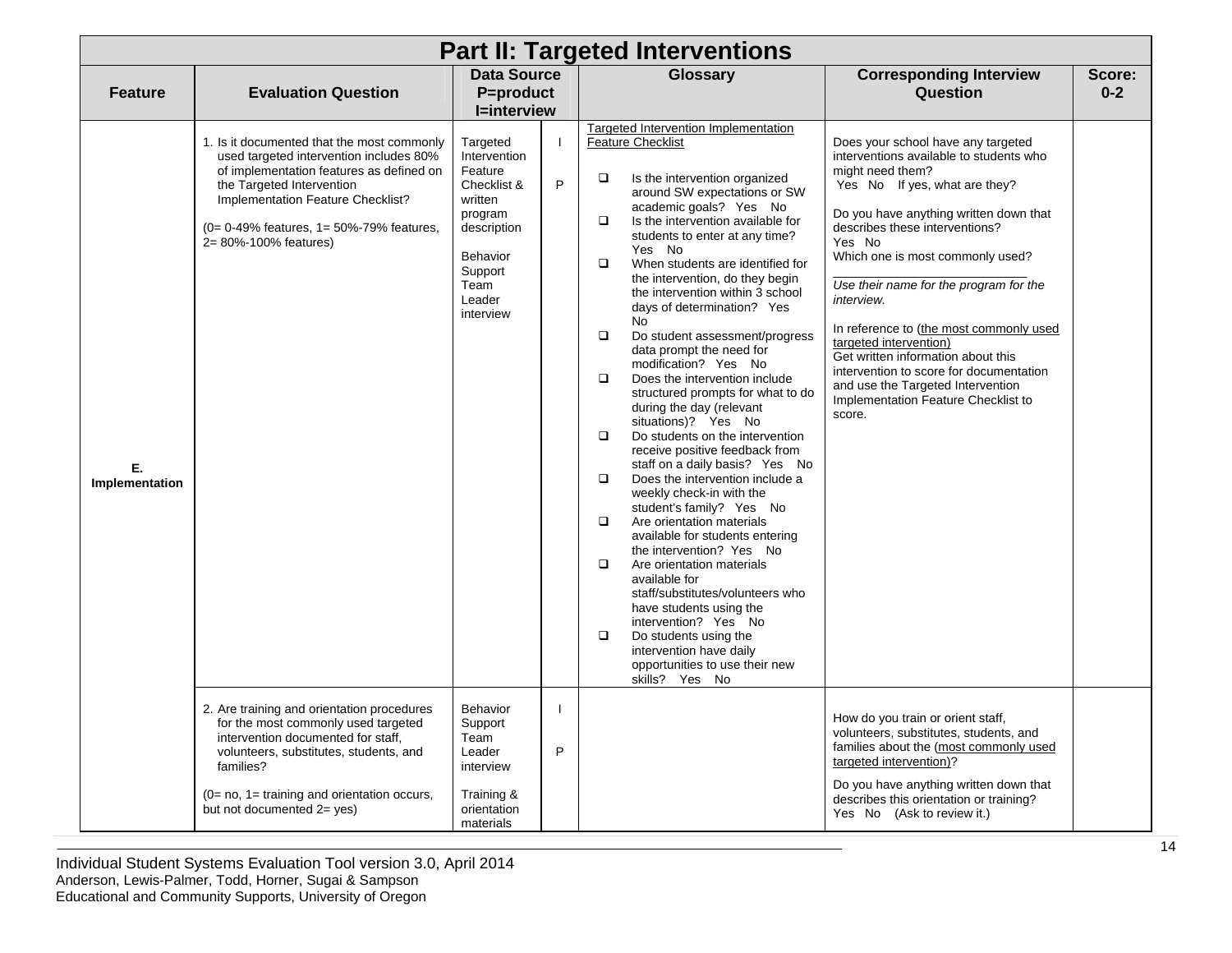# Part II: Targeted Interventions

| Feature | Evaluation Question | Data Source P=product I=interview | | Glossary | Corresponding Interview Question | Score: 0-2 |
|---|---|---|---|---|---|---|
| E. Implementation | 1. Is it documented that the most commonly used targeted intervention includes 80% of implementation features as defined on the Targeted Intervention Implementation Feature Checklist?<br><br>(0= 0-49% features, 1= 50%-79% features, 2= 80%-100% features) | Targeted Intervention Feature Checklist & written program description<br><br>Behavior Support Team Leader interview | I<br><br>P | Targeted Intervention Implementation Feature Checklist<br><br>❑ Is the intervention organized around SW expectations or SW academic goals? Yes No<br>❑ Is the intervention available for students to enter at any time? Yes No<br>❑ When students are identified for the intervention, do they begin the intervention within 3 school days of determination? Yes No<br>❑ Do student assessment/progress data prompt the need for modification? Yes No<br>❑ Does the intervention include structured prompts for what to do during the day (relevant situations)? Yes No<br>❑ Do students on the intervention receive positive feedback from staff on a daily basis? Yes No<br>❑ Does the intervention include a weekly check-in with the student's family? Yes No<br>❑ Are orientation materials available for students entering the intervention? Yes No<br>❑ Are orientation materials available for staff/substitutes/volunteers who have students using the intervention? Yes No<br>❑ Do students using the intervention have daily opportunities to use their new skills? Yes No | Does your school have any targeted interventions available to students who might need them?<br>Yes No If yes, what are they?<br><br>Do you have anything written down that describes these interventions?<br>Yes No<br>Which one is most commonly used?<br>___________________________<br>*Use their name for the program for the interview.*<br><br>In reference to (the most commonly used targeted intervention)<br>Get written information about this intervention to score for documentation and use the Targeted Intervention Implementation Feature Checklist to score. | |
| | 2. Are training and orientation procedures for the most commonly used targeted intervention documented for staff, volunteers, substitutes, students, and families?<br><br>(0= no, 1= training and orientation occurs, but not documented 2= yes) | Behavior Support Team Leader interview<br><br>Training & orientation materials | I<br><br>P | | How do you train or orient staff, volunteers, substitutes, students, and families about the (most commonly used targeted intervention)?<br><br>Do you have anything written down that describes this orientation or training?<br>Yes No (Ask to review it.) | |

Individual Student Systems Evaluation Tool version 3.0, April 2014
Anderson, Lewis-Palmer, Todd, Horner, Sugai & Sampson
Educational and Community Supports, University of Oregon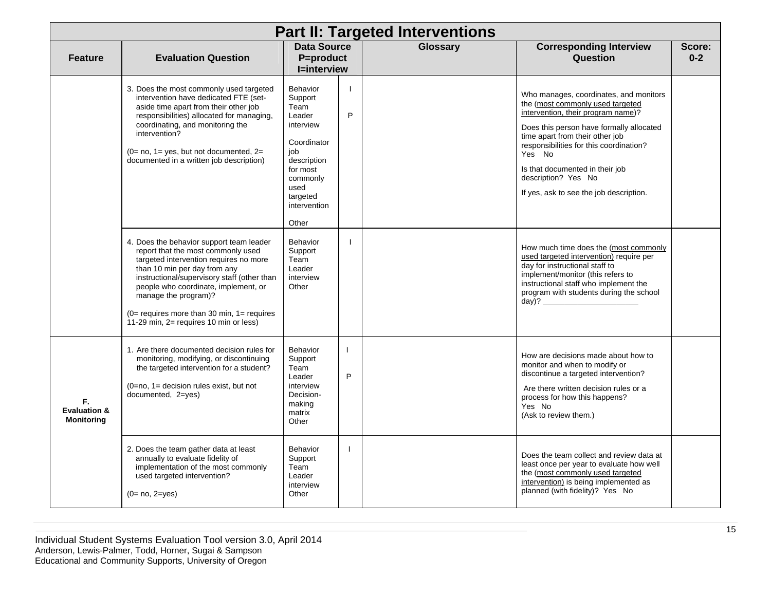| Part II: Targeted Interventions | | | | | | |
|---|---|---|---|---|---|---|
| **Feature** | **Evaluation Question** | **Data Source P=product I=interview** | | **Glossary** | **Corresponding Interview Question** | **Score: 0-2** |
| | 3. Does the most commonly used targeted intervention have dedicated FTE (set-aside time apart from their other job responsibilities) allocated for managing, coordinating, and monitoring the intervention?<br><br>(0= no, 1= yes, but not documented, 2= documented in a written job description) | Behavior Support Team Leader interview<br><br>Coordinator job description for most commonly used targeted intervention<br><br>Other | I<br><br>P | | Who manages, coordinates, and monitors the (most commonly used targeted intervention, their program name)?<br><br>Does this person have formally allocated time apart from their other job responsibilities for this coordination? Yes No<br><br>Is that documented in their job description? Yes No<br><br>If yes, ask to see the job description. | |
| | 4. Does the behavior support team leader report that the most commonly used targeted intervention requires no more than 10 min per day from any instructional/supervisory staff (other than people who coordinate, implement, or manage the program)?<br><br>(0= requires more than 30 min, 1= requires 11-29 min, 2= requires 10 min or less) | Behavior Support Team Leader interview<br>Other | I | | How much time does the (most commonly used targeted intervention) require per day for instructional staff to implement/monitor (this refers to instructional staff who implement the program with students during the school day)? _____________________ | |
| **F. Evaluation & Monitoring** | 1. Are there documented decision rules for monitoring, modifying, or discontinuing the targeted intervention for a student?<br><br>(0=no, 1= decision rules exist, but not documented, 2=yes) | Behavior Support Team Leader interview<br>Decision-making matrix<br>Other | I<br><br>P | | How are decisions made about how to monitor and when to modify or discontinue a targeted intervention?<br><br>Are there written decision rules or a process for how this happens?<br>Yes No<br>(Ask to review them.) | |
| | 2. Does the team gather data at least annually to evaluate fidelity of implementation of the most commonly used targeted intervention?<br><br>(0= no, 2=yes) | Behavior Support Team Leader interview<br>Other | I | | Does the team collect and review data at least once per year to evaluate how well the (most commonly used targeted intervention) is being implemented as planned (with fidelity)? Yes No | |

Individual Student Systems Evaluation Tool version 3.0, April 2014
Anderson, Lewis-Palmer, Todd, Horner, Sugai & Sampson
Educational and Community Supports, University of Oregon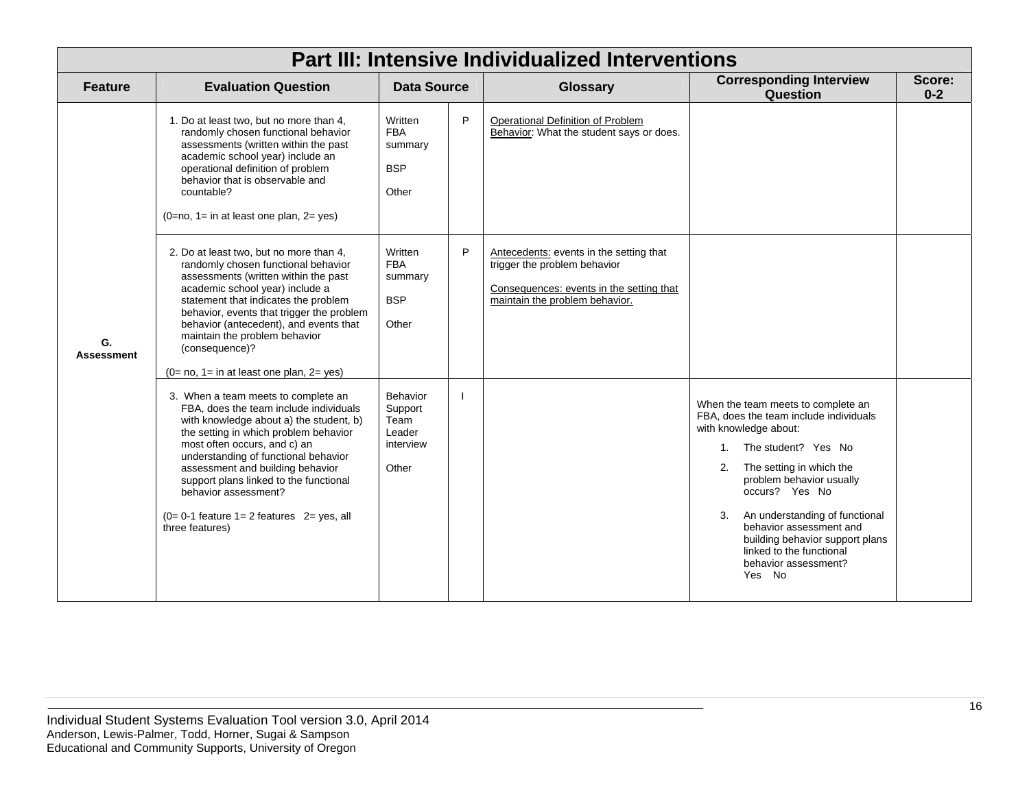# Part III: Intensive Individualized Interventions

| Feature | Evaluation Question | Data Source | | Glossary | Corresponding Interview Question | Score: 0-2 |
|---|---|---|---|---|---|---|
| G. Assessment | 1. Do at least two, but no more than 4, randomly chosen functional behavior assessments (written within the past academic school year) include an operational definition of problem behavior that is observable and countable?<br><br>(0=no, 1= in at least one plan, 2= yes) | Written FBA summary<br><br>BSP<br><br>Other | P | Operational Definition of Problem Behavior: What the student says or does. | | |
| | 2. Do at least two, but no more than 4, randomly chosen functional behavior assessments (written within the past academic school year) include a statement that indicates the problem behavior, events that trigger the problem behavior (antecedent), and events that maintain the problem behavior (consequence)?<br><br>(0= no, 1= in at least one plan, 2= yes) | Written FBA summary<br><br>BSP<br><br>Other | P | Antecedents: events in the setting that trigger the problem behavior<br><br>Consequences: events in the setting that maintain the problem behavior. | | |
| | 3. When a team meets to complete an FBA, does the team include individuals with knowledge about a) the student, b) the setting in which problem behavior most often occurs, and c) an understanding of functional behavior assessment and building behavior support plans linked to the functional behavior assessment?<br><br>(0= 0-1 feature 1= 2 features 2= yes, all three features) | Behavior Support Team Leader interview<br><br>Other | I | | When the team meets to complete an FBA, does the team include individuals with knowledge about:<br>1. The student? Yes No<br>2. The setting in which the problem behavior usually occurs? Yes No<br>3. An understanding of functional behavior assessment and building behavior support plans linked to the functional behavior assessment? Yes No | |

Individual Student Systems Evaluation Tool version 3.0, April 2014
Anderson, Lewis-Palmer, Todd, Horner, Sugai & Sampson
Educational and Community Supports, University of Oregon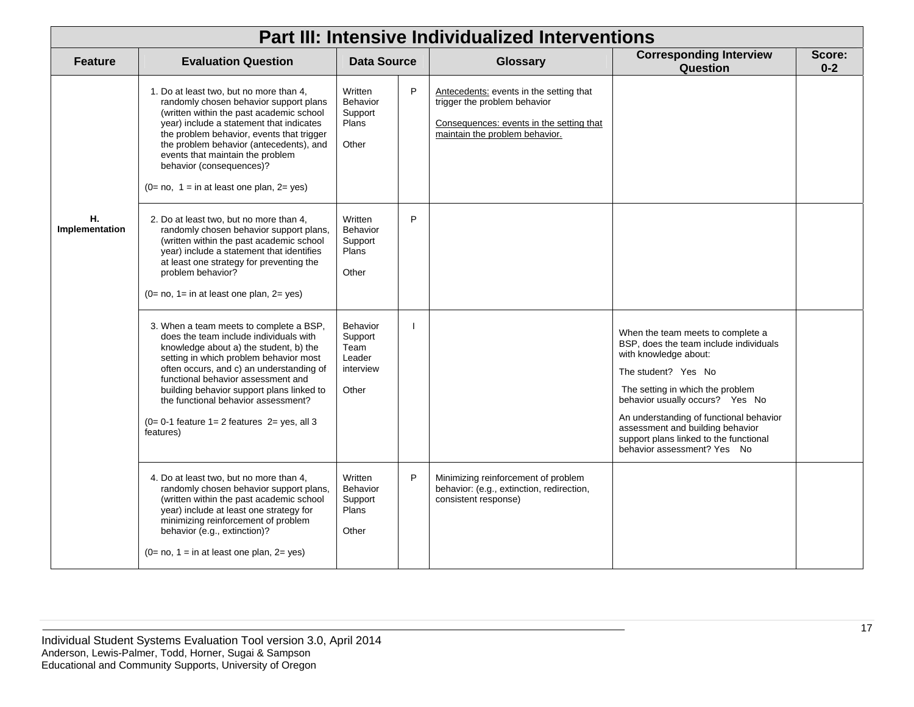| Part III: Intensive Individualized Interventions | | | | | | |
|---|---|---|---|---|---|---|
| **Feature** | **Evaluation Question** | **Data Source** | | **Glossary** | **Corresponding Interview Question** | **Score: 0-2** |
| **H. Implementation** | 1. Do at least two, but no more than 4, randomly chosen behavior support plans (written within the past academic school year) include a statement that indicates the problem behavior, events that trigger the problem behavior (antecedents), and events that maintain the problem behavior (consequences)?<br><br>(0= no, 1 = in at least one plan, 2= yes) | Written Behavior Support Plans<br><br>Other | P | Antecedents: events in the setting that trigger the problem behavior<br><br>Consequences: events in the setting that maintain the problem behavior. | | |
| | 2. Do at least two, but no more than 4, randomly chosen behavior support plans, (written within the past academic school year) include a statement that identifies at least one strategy for preventing the problem behavior?<br><br>(0= no, 1= in at least one plan, 2= yes) | Written Behavior Support Plans<br><br>Other | P | | | |
| | 3. When a team meets to complete a BSP, does the team include individuals with knowledge about a) the student, b) the setting in which problem behavior most often occurs, and c) an understanding of functional behavior assessment and building behavior support plans linked to the functional behavior assessment?<br><br>(0= 0-1 feature 1= 2 features 2= yes, all 3 features) | Behavior Support Team Leader interview<br><br>Other | I | | When the team meets to complete a BSP, does the team include individuals with knowledge about:<br>The student? Yes No<br>The setting in which the problem behavior usually occurs? Yes No<br>An understanding of functional behavior assessment and building behavior support plans linked to the functional behavior assessment? Yes No | |
| | 4. Do at least two, but no more than 4, randomly chosen behavior support plans, (written within the past academic school year) include at least one strategy for minimizing reinforcement of problem behavior (e.g., extinction)?<br><br>(0= no, 1 = in at least one plan, 2= yes) | Written Behavior Support Plans<br><br>Other | P | Minimizing reinforcement of problem behavior: (e.g., extinction, redirection, consistent response) | | |

Individual Student Systems Evaluation Tool version 3.0, April 2014
Anderson, Lewis-Palmer, Todd, Horner, Sugai & Sampson
Educational and Community Supports, University of Oregon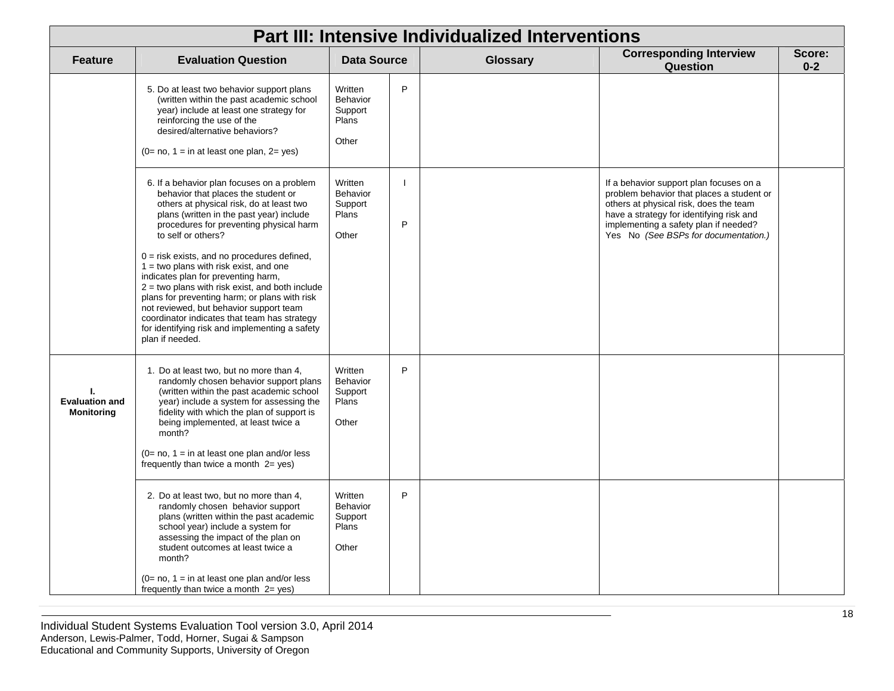| Part III: Intensive Individualized Interventions | | | | | | |
|---|---|---|---|---|---|---|
| **Feature** | **Evaluation Question** | **Data Source** | | **Glossary** | **Corresponding Interview Question** | **Score: 0-2** |
| | 5. Do at least two behavior support plans (written within the past academic school year) include at least one strategy for reinforcing the use of the desired/alternative behaviors?<br><br>(0= no, 1 = in at least one plan, 2= yes) | Written Behavior Support Plans<br><br>Other | P | | | |
| | 6. If a behavior plan focuses on a problem behavior that places the student or others at physical risk, do at least two plans (written in the past year) include procedures for preventing physical harm to self or others?<br><br>0 = risk exists, and no procedures defined,<br>1 = two plans with risk exist, and one indicates plan for preventing harm,<br>2 = two plans with risk exist, and both include plans for preventing harm; or plans with risk not reviewed, but behavior support team coordinator indicates that team has strategy for identifying risk and implementing a safety plan if needed. | Written Behavior Support Plans<br><br>Other | I<br><br>P | | If a behavior support plan focuses on a problem behavior that places a student or others at physical risk, does the team have a strategy for identifying risk and implementing a safety plan if needed?<br>Yes No *(See BSPs for documentation.)* | |
| **I. Evaluation and Monitoring** | 1. Do at least two, but no more than 4, randomly chosen behavior support plans (written within the past academic school year) include a system for assessing the fidelity with which the plan of support is being implemented, at least twice a month?<br><br>(0= no, 1 = in at least one plan and/or less frequently than twice a month 2= yes) | Written Behavior Support Plans<br><br>Other | P | | | |
| | 2. Do at least two, but no more than 4, randomly chosen behavior support plans (written within the past academic school year) include a system for assessing the impact of the plan on student outcomes at least twice a month?<br><br>(0= no, 1 = in at least one plan and/or less frequently than twice a month 2= yes) | Written Behavior Support Plans<br><br>Other | P | | | |

Individual Student Systems Evaluation Tool version 3.0, April 2014
Anderson, Lewis-Palmer, Todd, Horner, Sugai & Sampson
Educational and Community Supports, University of Oregon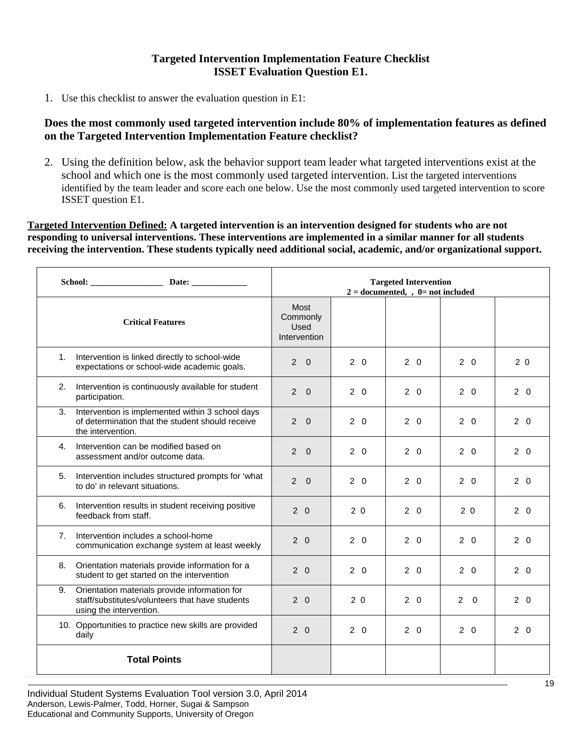**Targeted Intervention Implementation Feature Checklist**
**ISSET Evaluation Question E1.**

1. Use this checklist to answer the evaluation question in E1:

**Does the most commonly used targeted intervention include 80% of implementation features as defined on the Targeted Intervention Implementation Feature checklist?**

2. Using the definition below, ask the behavior support team leader what targeted interventions exist at the school and which one is the most commonly used targeted intervention. List the targeted interventions identified by the team leader and score each one below. Use the most commonly used targeted intervention to score ISSET question E1.

**Targeted Intervention Defined:** **A targeted intervention is an intervention designed for students who are not responding to universal interventions. These interventions are implemented in a similar manner for all students receiving the intervention. These students typically need additional social, academic, and/or organizational support.**

| **School: _________________ Date: _____________** | **Targeted Intervention 2 = documented, , 0= not included** | | | | |
|---|---|---|---|---|---|
| **Critical Features** | Most Commonly Used Intervention | | | | |
| 1. Intervention is linked directly to school-wide expectations or school-wide academic goals. | 2 0 | 2 0 | 2 0 | 2 0 | 2 0 |
| 2. Intervention is continuously available for student participation. | 2 0 | 2 0 | 2 0 | 2 0 | 2 0 |
| 3. Intervention is implemented within 3 school days of determination that the student should receive the intervention. | 2 0 | 2 0 | 2 0 | 2 0 | 2 0 |
| 4. Intervention can be modified based on assessment and/or outcome data. | 2 0 | 2 0 | 2 0 | 2 0 | 2 0 |
| 5. Intervention includes structured prompts for 'what to do' in relevant situations. | 2 0 | 2 0 | 2 0 | 2 0 | 2 0 |
| 6. Intervention results in student receiving positive feedback from staff. | 2 0 | 2 0 | 2 0 | 2 0 | 2 0 |
| 7. Intervention includes a school-home communication exchange system at least weekly | 2 0 | 2 0 | 2 0 | 2 0 | 2 0 |
| 8. Orientation materials provide information for a student to get started on the intervention | 2 0 | 2 0 | 2 0 | 2 0 | 2 0 |
| 9. Orientation materials provide information for staff/substitutes/volunteers that have students using the intervention. | 2 0 | 2 0 | 2 0 | 2 0 | 2 0 |
| 10. Opportunities to practice new skills are provided daily | 2 0 | 2 0 | 2 0 | 2 0 | 2 0 |
| **Total Points** | | | | | |

Individual Student Systems Evaluation Tool version 3.0, April 2014
Anderson, Lewis-Palmer, Todd, Horner, Sugai & Sampson
Educational and Community Supports, University of Oregon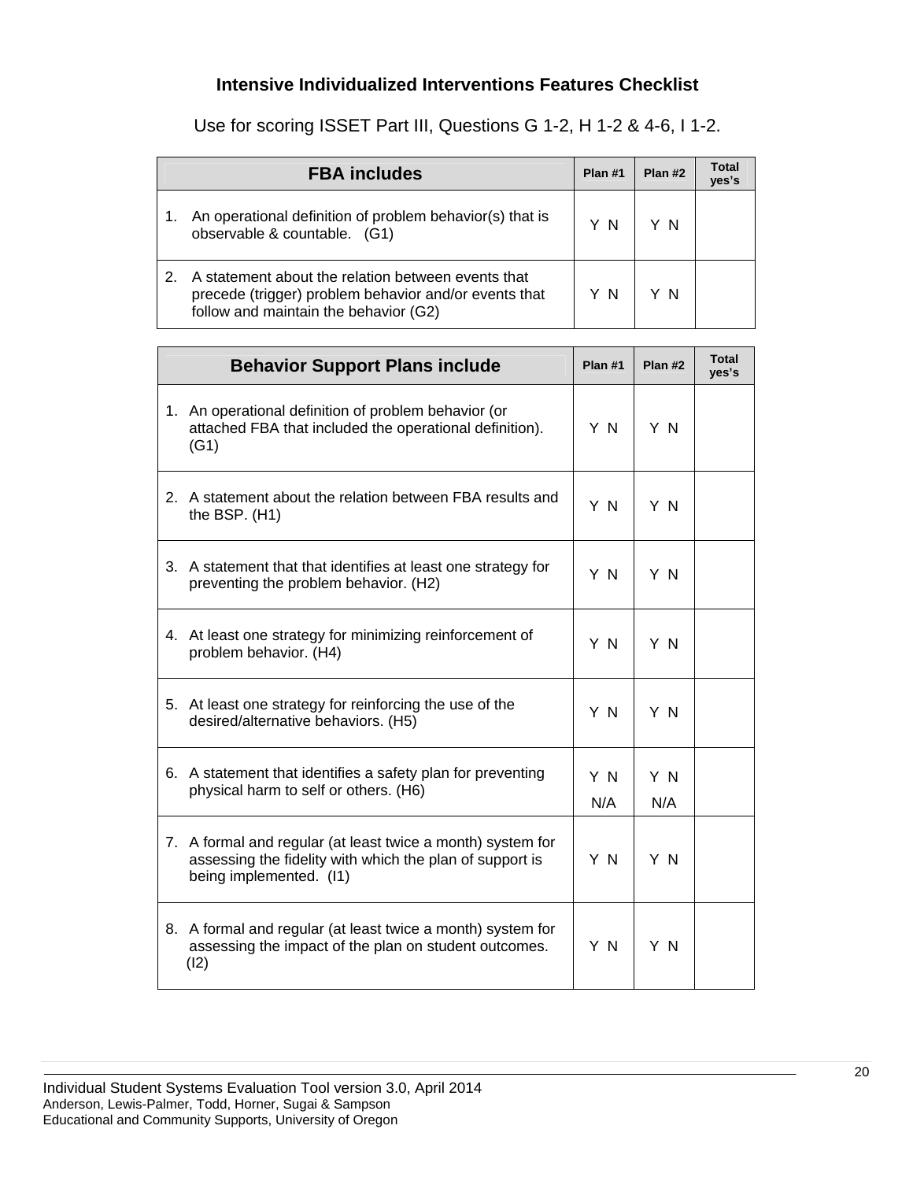## Intensive Individualized Interventions Features Checklist

Use for scoring ISSET Part III, Questions G 1-2, H 1-2 & 4-6, I 1-2.

| FBA includes | Plan #1 | Plan #2 | Total yes's |
|---|---|---|---|
| 1. An operational definition of problem behavior(s) that is observable & countable. (G1) | Y N | Y N | |
| 2. A statement about the relation between events that precede (trigger) problem behavior and/or events that follow and maintain the behavior (G2) | Y N | Y N | |

| Behavior Support Plans include | Plan #1 | Plan #2 | Total yes's |
|---|---|---|---|
| 1. An operational definition of problem behavior (or attached FBA that included the operational definition). (G1) | Y N | Y N | |
| 2. A statement about the relation between FBA results and the BSP. (H1) | Y N | Y N | |
| 3. A statement that that identifies at least one strategy for preventing the problem behavior. (H2) | Y N | Y N | |
| 4. At least one strategy for minimizing reinforcement of problem behavior. (H4) | Y N | Y N | |
| 5. At least one strategy for reinforcing the use of the desired/alternative behaviors. (H5) | Y N | Y N | |
| 6. A statement that identifies a safety plan for preventing physical harm to self or others. (H6) | Y N N/A | Y N N/A | |
| 7. A formal and regular (at least twice a month) system for assessing the fidelity with which the plan of support is being implemented. (I1) | Y N | Y N | |
| 8. A formal and regular (at least twice a month) system for assessing the impact of the plan on student outcomes. (I2) | Y N | Y N | |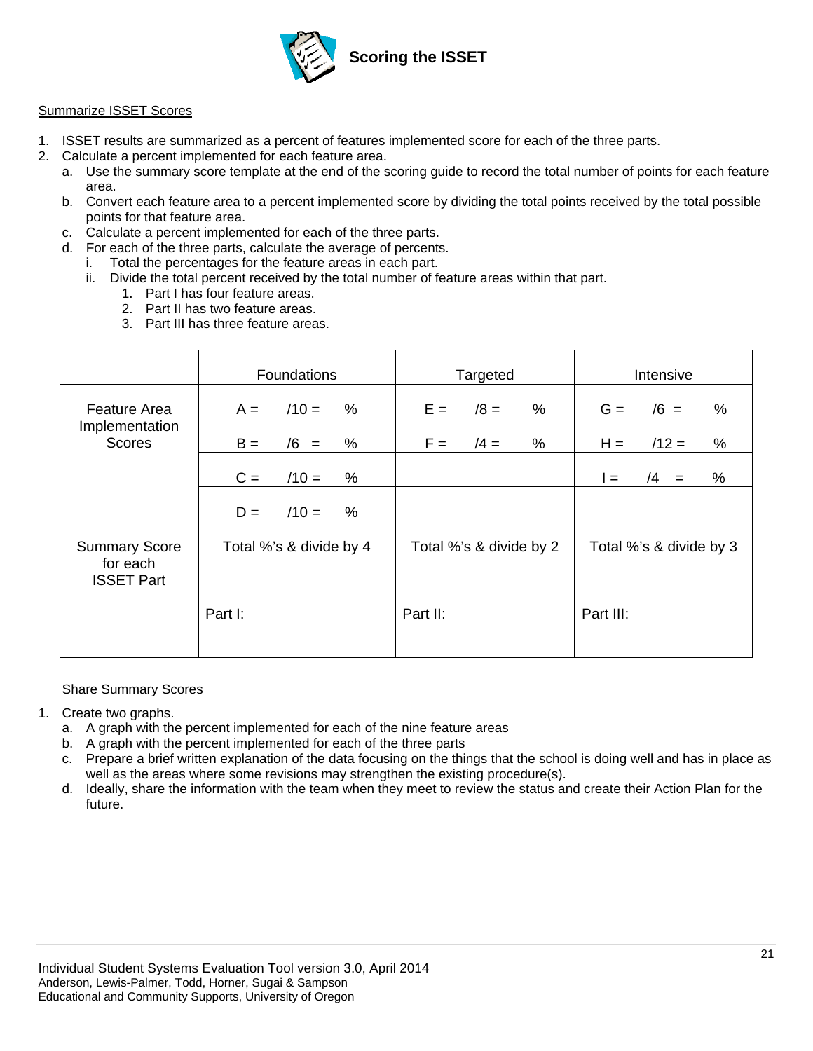# Scoring the ISSET

Summarize ISSET Scores

1. ISSET results are summarized as a percent of features implemented score for each of the three parts.
2. Calculate a percent implemented for each feature area.
   a. Use the summary score template at the end of the scoring guide to record the total number of points for each feature area.
   b. Convert each feature area to a percent implemented score by dividing the total points received by the total possible points for that feature area.
   c. Calculate a percent implemented for each of the three parts.
   d. For each of the three parts, calculate the average of percents.
      i. Total the percentages for the feature areas in each part.
      ii. Divide the total percent received by the total number of feature areas within that part.
         1. Part I has four feature areas.
         2. Part II has two feature areas.
         3. Part III has three feature areas.

| | Foundations | Targeted | Intensive |
|---|---|---|---|
| Feature Area Implementation Scores | A = /10 = % | E = /8 = % | G = /6 = % |
| | B = /6 = % | F = /4 = % | H = /12 = % |
| | C = /10 = % | | I = /4 = % |
| | D = /10 = % | | |
| Summary Score for each ISSET Part | Total %'s & divide by 4<br><br>Part I: | Total %'s & divide by 2<br><br>Part II: | Total %'s & divide by 3<br><br>Part III: |

Share Summary Scores

1. Create two graphs.
   a. A graph with the percent implemented for each of the nine feature areas
   b. A graph with the percent implemented for each of the three parts
   c. Prepare a brief written explanation of the data focusing on the things that the school is doing well and has in place as well as the areas where some revisions may strengthen the existing procedure(s).
   d. Ideally, share the information with the team when they meet to review the status and create their Action Plan for the future.